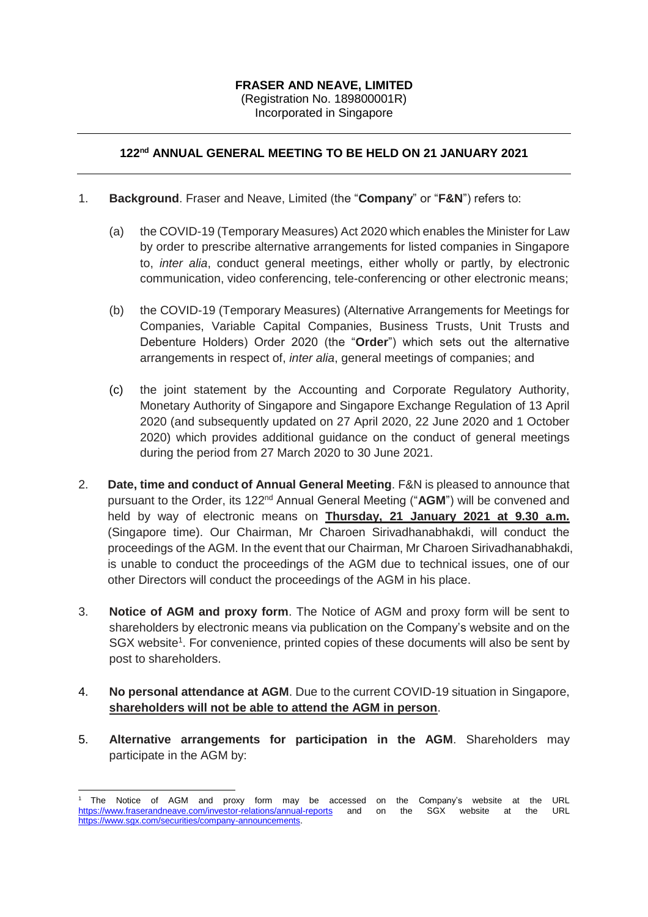**FRASER AND NEAVE, LIMITED**
(Registration No. 189800001R)
Incorporated in Singapore

---

**122nd ANNUAL GENERAL MEETING TO BE HELD ON 21 JANUARY 2021**

---

1. **Background**. Fraser and Neave, Limited (the "**Company**" or "**F&N**") refers to:

   (a) the COVID-19 (Temporary Measures) Act 2020 which enables the Minister for Law by order to prescribe alternative arrangements for listed companies in Singapore to, *inter alia*, conduct general meetings, either wholly or partly, by electronic communication, video conferencing, tele-conferencing or other electronic means;

   (b) the COVID-19 (Temporary Measures) (Alternative Arrangements for Meetings for Companies, Variable Capital Companies, Business Trusts, Unit Trusts and Debenture Holders) Order 2020 (the "**Order**") which sets out the alternative arrangements in respect of, *inter alia*, general meetings of companies; and

   (c) the joint statement by the Accounting and Corporate Regulatory Authority, Monetary Authority of Singapore and Singapore Exchange Regulation of 13 April 2020 (and subsequently updated on 27 April 2020, 22 June 2020 and 1 October 2020) which provides additional guidance on the conduct of general meetings during the period from 27 March 2020 to 30 June 2021.

2. **Date, time and conduct of Annual General Meeting**. F&N is pleased to announce that pursuant to the Order, its 122nd Annual General Meeting ("**AGM**") will be convened and held by way of electronic means on **Thursday, 21 January 2021 at 9.30 a.m.** (Singapore time). Our Chairman, Mr Charoen Sirivadhanabhakdi, will conduct the proceedings of the AGM. In the event that our Chairman, Mr Charoen Sirivadhanabhakdi, is unable to conduct the proceedings of the AGM due to technical issues, one of our other Directors will conduct the proceedings of the AGM in his place.

3. **Notice of AGM and proxy form**. The Notice of AGM and proxy form will be sent to shareholders by electronic means via publication on the Company's website and on the SGX website[1]. For convenience, printed copies of these documents will also be sent by post to shareholders.

4. **No personal attendance at AGM**. Due to the current COVID-19 situation in Singapore, **shareholders will not be able to attend the AGM in person**.

5. **Alternative arrangements for participation in the AGM**. Shareholders may participate in the AGM by:

---

[1] The Notice of AGM and proxy form may be accessed on the Company's website at the URL https://www.fraserandneave.com/investor-relations/annual-reports and on the SGX website at the URL https://www.sgx.com/securities/company-announcements.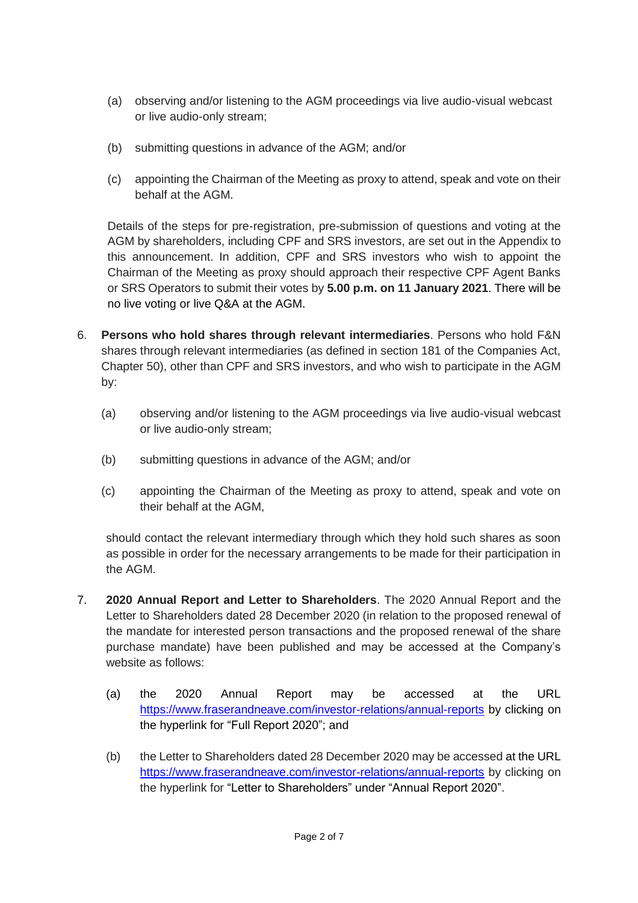(a) observing and/or listening to the AGM proceedings via live audio-visual webcast or live audio-only stream;

(b) submitting questions in advance of the AGM; and/or

(c) appointing the Chairman of the Meeting as proxy to attend, speak and vote on their behalf at the AGM.

Details of the steps for pre-registration, pre-submission of questions and voting at the AGM by shareholders, including CPF and SRS investors, are set out in the Appendix to this announcement. In addition, CPF and SRS investors who wish to appoint the Chairman of the Meeting as proxy should approach their respective CPF Agent Banks or SRS Operators to submit their votes by **5.00 p.m. on 11 January 2021**. There will be no live voting or live Q&A at the AGM.

6. **Persons who hold shares through relevant intermediaries**. Persons who hold F&N shares through relevant intermediaries (as defined in section 181 of the Companies Act, Chapter 50), other than CPF and SRS investors, and who wish to participate in the AGM by:

   (a) observing and/or listening to the AGM proceedings via live audio-visual webcast or live audio-only stream;

   (b) submitting questions in advance of the AGM; and/or

   (c) appointing the Chairman of the Meeting as proxy to attend, speak and vote on their behalf at the AGM,

   should contact the relevant intermediary through which they hold such shares as soon as possible in order for the necessary arrangements to be made for their participation in the AGM.

7. **2020 Annual Report and Letter to Shareholders**. The 2020 Annual Report and the Letter to Shareholders dated 28 December 2020 (in relation to the proposed renewal of the mandate for interested person transactions and the proposed renewal of the share purchase mandate) have been published and may be accessed at the Company's website as follows:

   (a) the 2020 Annual Report may be accessed at the URL https://www.fraserandneave.com/investor-relations/annual-reports by clicking on the hyperlink for "Full Report 2020"; and

   (b) the Letter to Shareholders dated 28 December 2020 may be accessed at the URL https://www.fraserandneave.com/investor-relations/annual-reports by clicking on the hyperlink for "Letter to Shareholders" under "Annual Report 2020".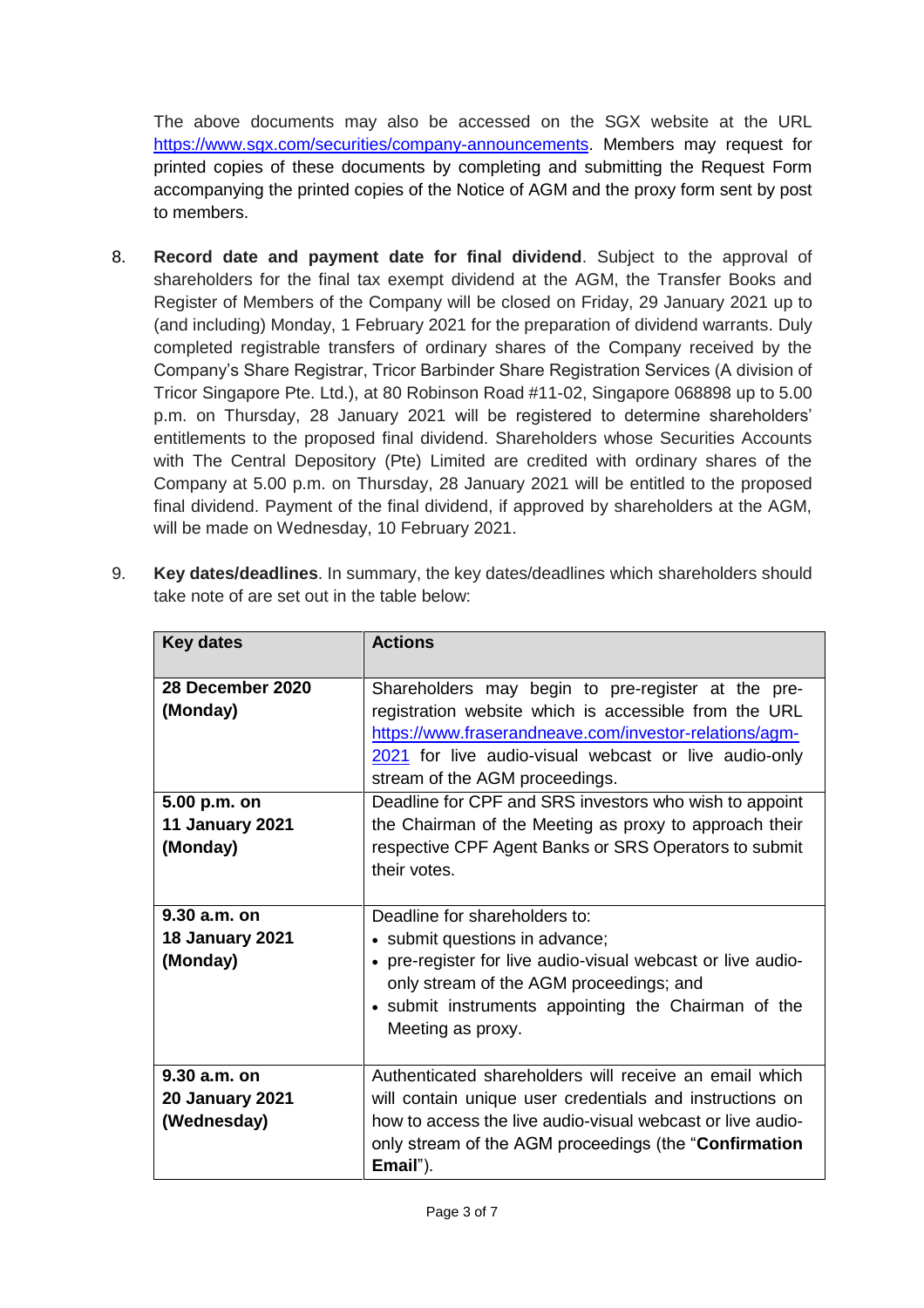The above documents may also be accessed on the SGX website at the URL https://www.sgx.com/securities/company-announcements. Members may request for printed copies of these documents by completing and submitting the Request Form accompanying the printed copies of the Notice of AGM and the proxy form sent by post to members.

8. **Record date and payment date for final dividend**. Subject to the approval of shareholders for the final tax exempt dividend at the AGM, the Transfer Books and Register of Members of the Company will be closed on Friday, 29 January 2021 up to (and including) Monday, 1 February 2021 for the preparation of dividend warrants. Duly completed registrable transfers of ordinary shares of the Company received by the Company's Share Registrar, Tricor Barbinder Share Registration Services (A division of Tricor Singapore Pte. Ltd.), at 80 Robinson Road #11-02, Singapore 068898 up to 5.00 p.m. on Thursday, 28 January 2021 will be registered to determine shareholders' entitlements to the proposed final dividend. Shareholders whose Securities Accounts with The Central Depository (Pte) Limited are credited with ordinary shares of the Company at 5.00 p.m. on Thursday, 28 January 2021 will be entitled to the proposed final dividend. Payment of the final dividend, if approved by shareholders at the AGM, will be made on Wednesday, 10 February 2021.

9. **Key dates/deadlines**. In summary, the key dates/deadlines which shareholders should take note of are set out in the table below:

| **Key dates** | **Actions** |
|---|---|
| **28 December 2020 (Monday)** | Shareholders may begin to pre-register at the pre-registration website which is accessible from the URL https://www.fraserandneave.com/investor-relations/agm-2021 for live audio-visual webcast or live audio-only stream of the AGM proceedings. |
| **5.00 p.m. on 11 January 2021 (Monday)** | Deadline for CPF and SRS investors who wish to appoint the Chairman of the Meeting as proxy to approach their respective CPF Agent Banks or SRS Operators to submit their votes. |
| **9.30 a.m. on 18 January 2021 (Monday)** | Deadline for shareholders to:<br>• submit questions in advance;<br>• pre-register for live audio-visual webcast or live audio-only stream of the AGM proceedings; and<br>• submit instruments appointing the Chairman of the Meeting as proxy. |
| **9.30 a.m. on 20 January 2021 (Wednesday)** | Authenticated shareholders will receive an email which will contain unique user credentials and instructions on how to access the live audio-visual webcast or live audio-only stream of the AGM proceedings (the "**Confirmation Email**"). |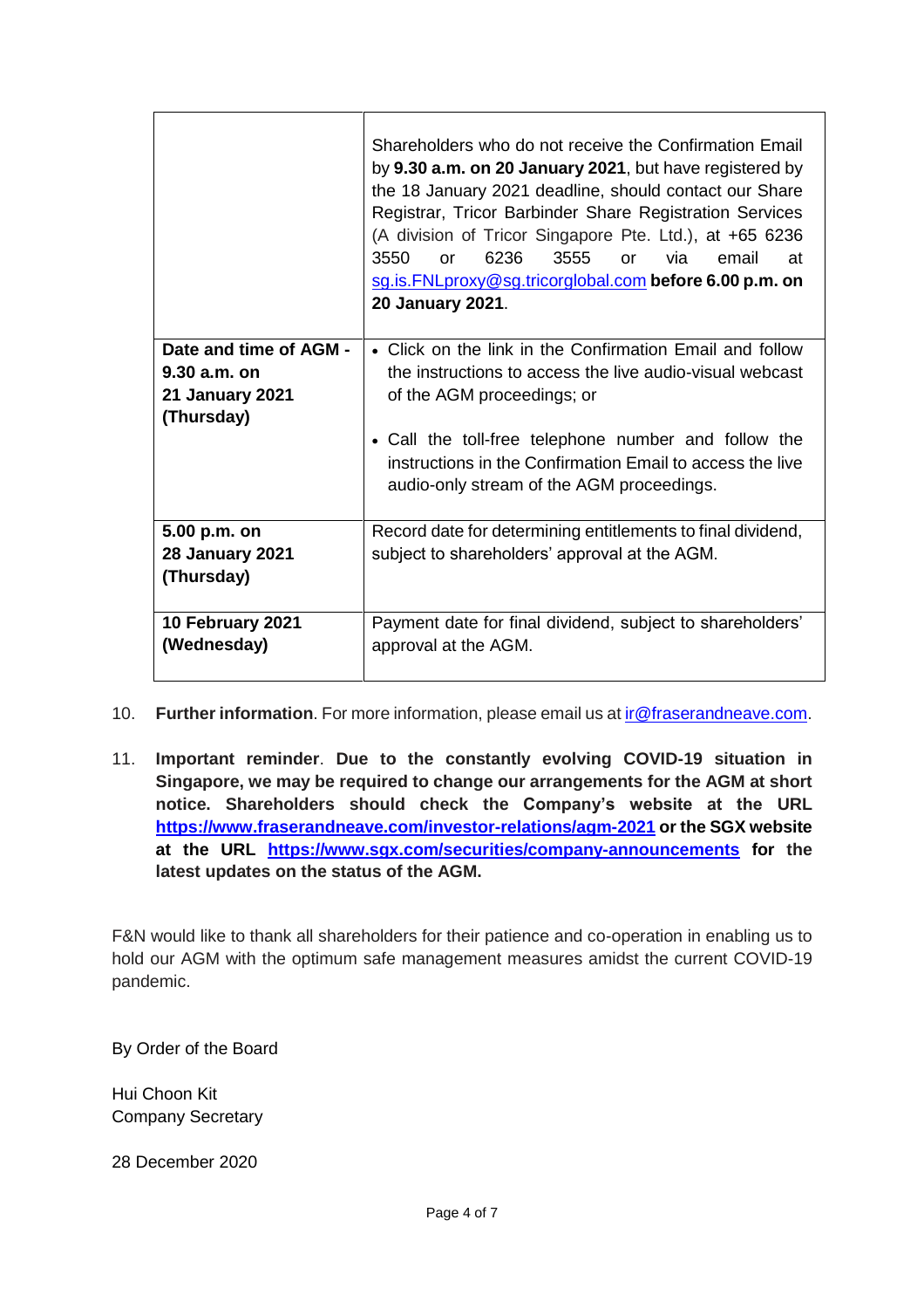| | |
|---|---|
| | Shareholders who do not receive the Confirmation Email by **9.30 a.m. on 20 January 2021**, but have registered by the 18 January 2021 deadline, should contact our Share Registrar, Tricor Barbinder Share Registration Services (A division of Tricor Singapore Pte. Ltd.), at +65 6236 3550 or 6236 3555 or via email at sg.is.FNLproxy@sg.tricorglobal.com **before 6.00 p.m. on 20 January 2021**. |
| **Date and time of AGM - 9.30 a.m. on 21 January 2021 (Thursday)** | • Click on the link in the Confirmation Email and follow the instructions to access the live audio-visual webcast of the AGM proceedings; or<br><br>• Call the toll-free telephone number and follow the instructions in the Confirmation Email to access the live audio-only stream of the AGM proceedings. |
| **5.00 p.m. on 28 January 2021 (Thursday)** | Record date for determining entitlements to final dividend, subject to shareholders' approval at the AGM. |
| **10 February 2021 (Wednesday)** | Payment date for final dividend, subject to shareholders' approval at the AGM. |

10. **Further information**. For more information, please email us at ir@fraserandneave.com.

11. **Important reminder**. **Due to the constantly evolving COVID-19 situation in Singapore, we may be required to change our arrangements for the AGM at short notice. Shareholders should check the Company's website at the URL https://www.fraserandneave.com/investor-relations/agm-2021 or the SGX website at the URL https://www.sgx.com/securities/company-announcements for the latest updates on the status of the AGM.**

F&N would like to thank all shareholders for their patience and co-operation in enabling us to hold our AGM with the optimum safe management measures amidst the current COVID-19 pandemic.

By Order of the Board

Hui Choon Kit
Company Secretary

28 December 2020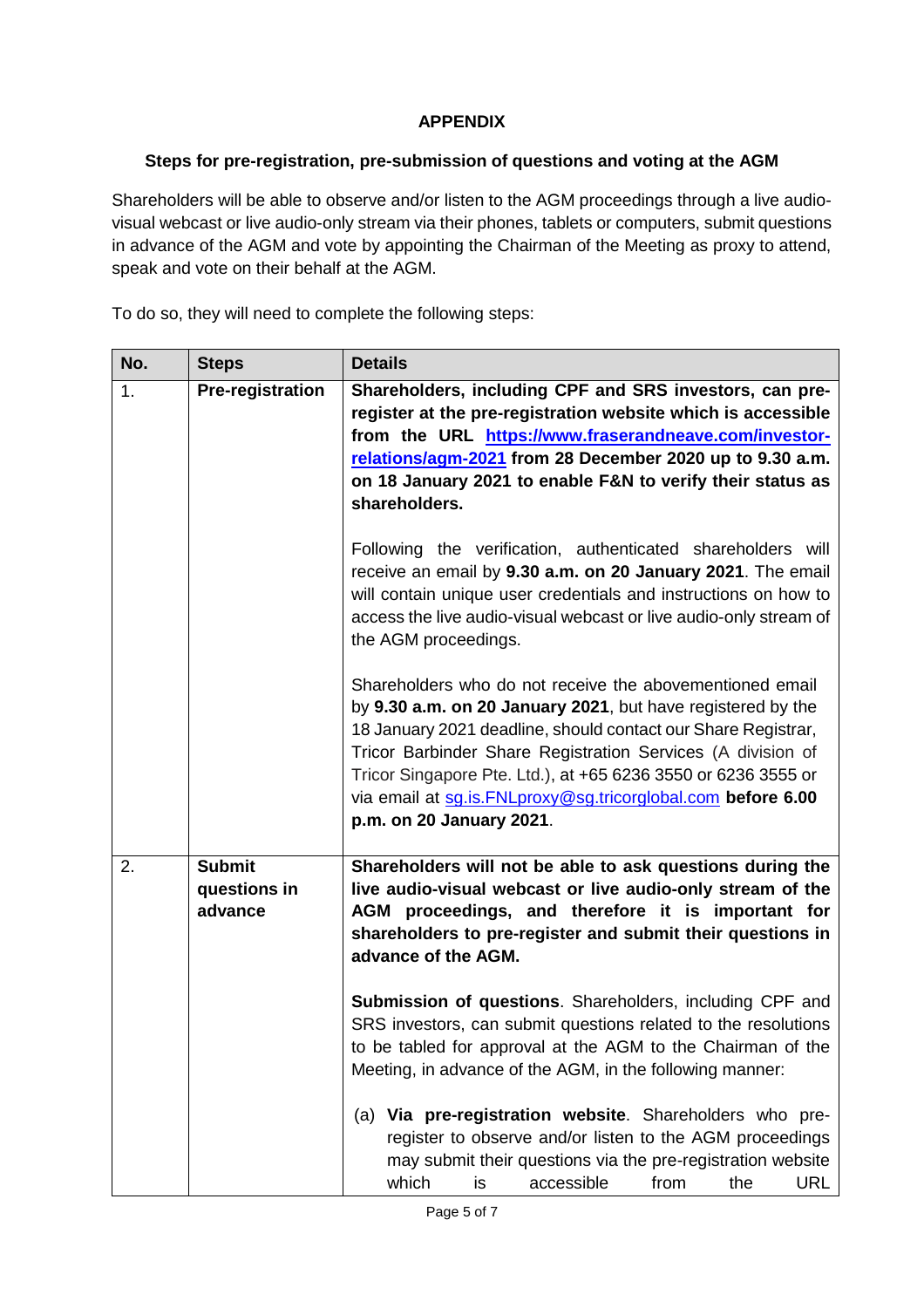**APPENDIX**

**Steps for pre-registration, pre-submission of questions and voting at the AGM**

Shareholders will be able to observe and/or listen to the AGM proceedings through a live audio-visual webcast or live audio-only stream via their phones, tablets or computers, submit questions in advance of the AGM and vote by appointing the Chairman of the Meeting as proxy to attend, speak and vote on their behalf at the AGM.

To do so, they will need to complete the following steps:

| No. | Steps | Details |
|---|---|---|
| 1. | **Pre-registration** | **Shareholders, including CPF and SRS investors, can pre-register at the pre-registration website which is accessible from the URL https://www.fraserandneave.com/investor-relations/agm-2021 from 28 December 2020 up to 9.30 a.m. on 18 January 2021 to enable F&N to verify their status as shareholders.**<br><br>Following the verification, authenticated shareholders will receive an email by **9.30 a.m. on 20 January 2021**. The email will contain unique user credentials and instructions on how to access the live audio-visual webcast or live audio-only stream of the AGM proceedings.<br><br>Shareholders who do not receive the abovementioned email by **9.30 a.m. on 20 January 2021**, but have registered by the 18 January 2021 deadline, should contact our Share Registrar, Tricor Barbinder Share Registration Services (A division of Tricor Singapore Pte. Ltd.), at +65 6236 3550 or 6236 3555 or via email at sg.is.FNLproxy@sg.tricorglobal.com **before 6.00 p.m. on 20 January 2021**. |
| 2. | **Submit questions in advance** | **Shareholders will not be able to ask questions during the live audio-visual webcast or live audio-only stream of the AGM proceedings, and therefore it is important for shareholders to pre-register and submit their questions in advance of the AGM.**<br><br>**Submission of questions**. Shareholders, including CPF and SRS investors, can submit questions related to the resolutions to be tabled for approval at the AGM to the Chairman of the Meeting, in advance of the AGM, in the following manner:<br><br>(a) **Via pre-registration website**. Shareholders who pre-register to observe and/or listen to the AGM proceedings may submit their questions via the pre-registration website which is accessible from the URL |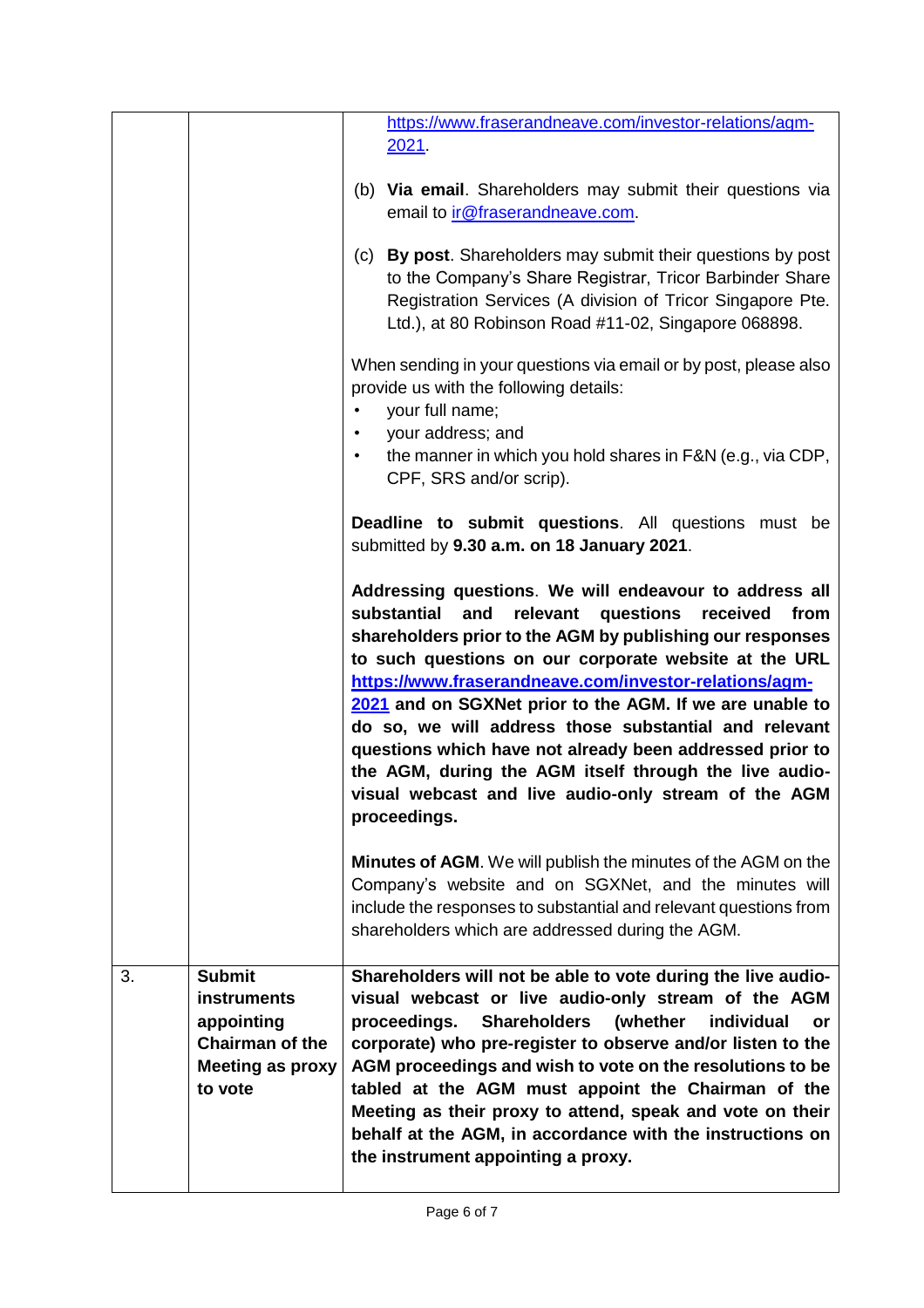| | | |
|---|---|---|
| | | https://www.fraserandneave.com/investor-relations/agm-2021.<br><br>(b) **Via email**. Shareholders may submit their questions via email to ir@fraserandneave.com.<br><br>(c) **By post**. Shareholders may submit their questions by post to the Company's Share Registrar, Tricor Barbinder Share Registration Services (A division of Tricor Singapore Pte. Ltd.), at 80 Robinson Road #11-02, Singapore 068898.<br><br>When sending in your questions via email or by post, please also provide us with the following details:<br>• your full name;<br>• your address; and<br>• the manner in which you hold shares in F&N (e.g., via CDP, CPF, SRS and/or scrip).<br><br>**Deadline to submit questions**. All questions must be submitted by **9.30 a.m. on 18 January 2021**.<br><br>**Addressing questions. We will endeavour to address all substantial and relevant questions received from shareholders prior to the AGM by publishing our responses to such questions on our corporate website at the URL https://www.fraserandneave.com/investor-relations/agm-2021 and on SGXNet prior to the AGM. If we are unable to do so, we will address those substantial and relevant questions which have not already been addressed prior to the AGM, during the AGM itself through the live audio-visual webcast and live audio-only stream of the AGM proceedings.**<br><br>**Minutes of AGM**. We will publish the minutes of the AGM on the Company's website and on SGXNet, and the minutes will include the responses to substantial and relevant questions from shareholders which are addressed during the AGM. |
| 3. | **Submit instruments appointing Chairman of the Meeting as proxy to vote** | **Shareholders will not be able to vote during the live audio-visual webcast or live audio-only stream of the AGM proceedings. Shareholders (whether individual or corporate) who pre-register to observe and/or listen to the AGM proceedings and wish to vote on the resolutions to be tabled at the AGM must appoint the Chairman of the Meeting as their proxy to attend, speak and vote on their behalf at the AGM, in accordance with the instructions on the instrument appointing a proxy.** |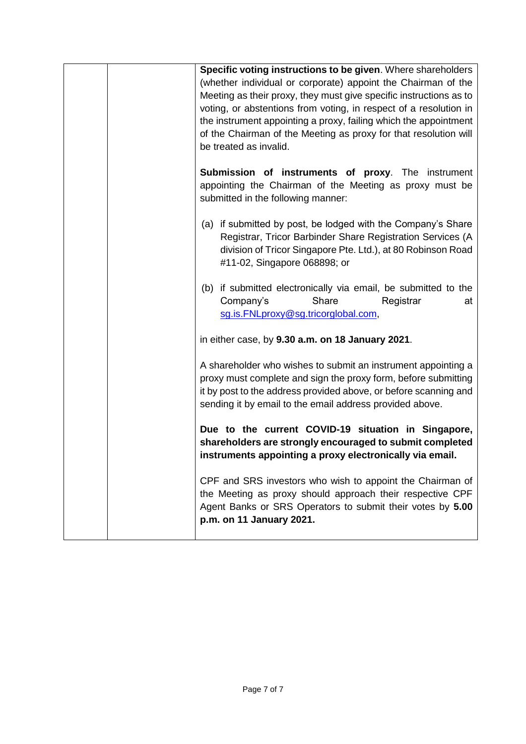| | | |
|---|---|---|
| | | **Specific voting instructions to be given**. Where shareholders (whether individual or corporate) appoint the Chairman of the Meeting as their proxy, they must give specific instructions as to voting, or abstentions from voting, in respect of a resolution in the instrument appointing a proxy, failing which the appointment of the Chairman of the Meeting as proxy for that resolution will be treated as invalid.<br><br>**Submission of instruments of proxy**. The instrument appointing the Chairman of the Meeting as proxy must be submitted in the following manner:<br><br>(a) if submitted by post, be lodged with the Company's Share Registrar, Tricor Barbinder Share Registration Services (A division of Tricor Singapore Pte. Ltd.), at 80 Robinson Road #11-02, Singapore 068898; or<br><br>(b) if submitted electronically via email, be submitted to the Company's Share Registrar at sg.is.FNLproxy@sg.tricorglobal.com,<br><br>in either case, by **9.30 a.m. on 18 January 2021**.<br><br>A shareholder who wishes to submit an instrument appointing a proxy must complete and sign the proxy form, before submitting it by post to the address provided above, or before scanning and sending it by email to the email address provided above.<br><br>**Due to the current COVID-19 situation in Singapore, shareholders are strongly encouraged to submit completed instruments appointing a proxy electronically via email.**<br><br>CPF and SRS investors who wish to appoint the Chairman of the Meeting as proxy should approach their respective CPF Agent Banks or SRS Operators to submit their votes by **5.00 p.m. on 11 January 2021.** |